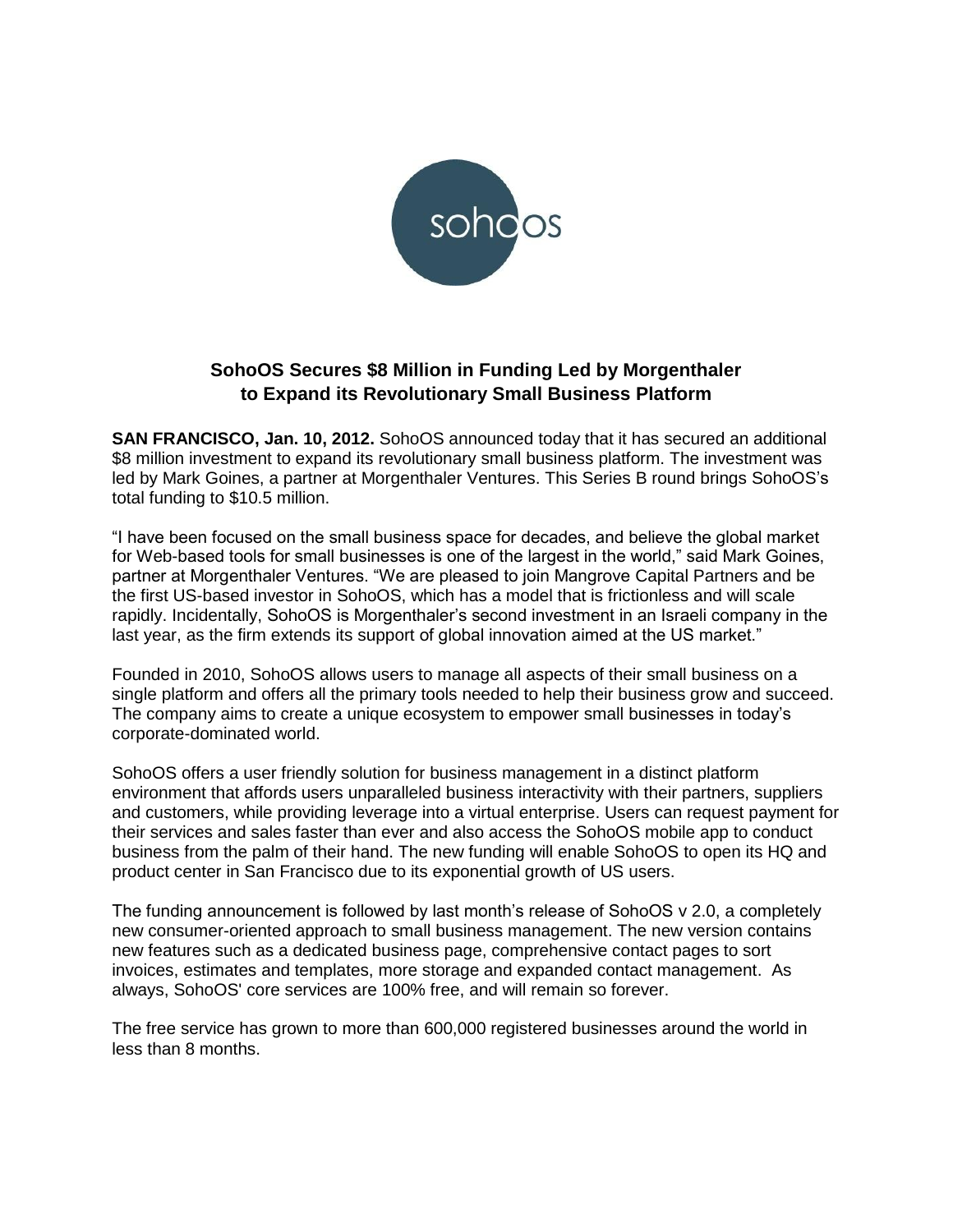# SohoOS Secures $8 Million in Funding Led by Morgenthaler to Expand its Revolutionary Small Business Platform

**SAN FRANCISCO, Jan. 10, 2012.** SohoOS announced today that it has secured an additional $8 million investment to expand its revolutionary small business platform. The investment was led by Mark Goines, a partner at Morgenthaler Ventures. This Series B round brings SohoOS's total funding to $10.5 million.

"I have been focused on the small business space for decades, and believe the global market for Web-based tools for small businesses is one of the largest in the world," said Mark Goines, partner at Morgenthaler Ventures. "We are pleased to join Mangrove Capital Partners and be the first US-based investor in SohoOS, which has a model that is frictionless and will scale rapidly. Incidentally, SohoOS is Morgenthaler's second investment in an Israeli company in the last year, as the firm extends its support of global innovation aimed at the US market."

Founded in 2010, SohoOS allows users to manage all aspects of their small business on a single platform and offers all the primary tools needed to help their business grow and succeed. The company aims to create a unique ecosystem to empower small businesses in today's corporate-dominated world.

SohoOS offers a user friendly solution for business management in a distinct platform environment that affords users unparalleled business interactivity with their partners, suppliers and customers, while providing leverage into a virtual enterprise. Users can request payment for their services and sales faster than ever and also access the SohoOS mobile app to conduct business from the palm of their hand. The new funding will enable SohoOS to open its HQ and product center in San Francisco due to its exponential growth of US users.

The funding announcement is followed by last month's release of SohoOS v 2.0, a completely new consumer-oriented approach to small business management. The new version contains new features such as a dedicated business page, comprehensive contact pages to sort invoices, estimates and templates, more storage and expanded contact management. As always, SohoOS' core services are 100% free, and will remain so forever.

The free service has grown to more than 600,000 registered businesses around the world in less than 8 months.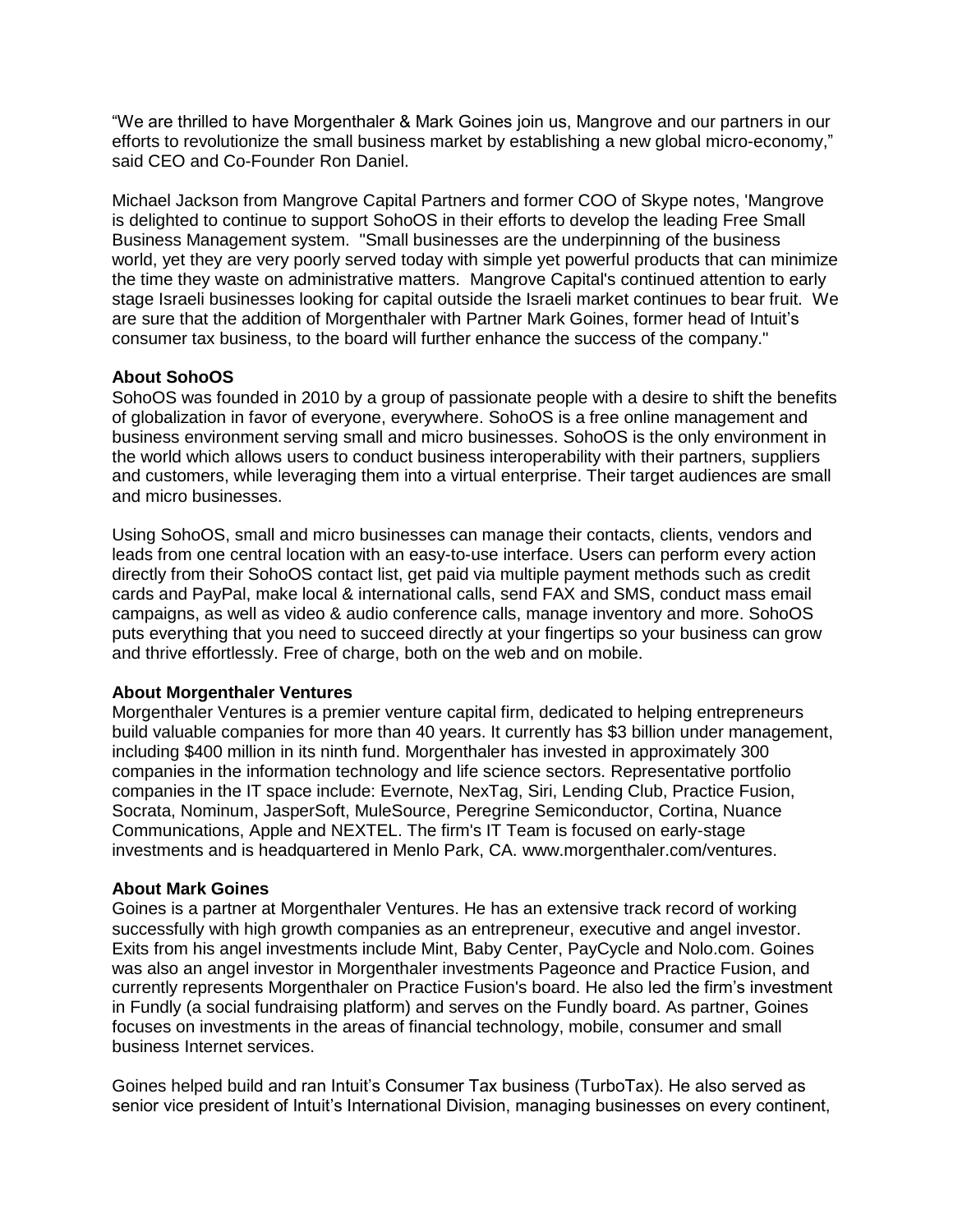“We are thrilled to have Morgenthaler & Mark Goines join us, Mangrove and our partners in our efforts to revolutionize the small business market by establishing a new global micro-economy,” said CEO and Co-Founder Ron Daniel.

Michael Jackson from Mangrove Capital Partners and former COO of Skype notes, 'Mangrove is delighted to continue to support SohoOS in their efforts to develop the leading Free Small Business Management system. "Small businesses are the underpinning of the business world, yet they are very poorly served today with simple yet powerful products that can minimize the time they waste on administrative matters. Mangrove Capital's continued attention to early stage Israeli businesses looking for capital outside the Israeli market continues to bear fruit. We are sure that the addition of Morgenthaler with Partner Mark Goines, former head of Intuit’s consumer tax business, to the board will further enhance the success of the company."

**About SohoOS**

SohoOS was founded in 2010 by a group of passionate people with a desire to shift the benefits of globalization in favor of everyone, everywhere. SohoOS is a free online management and business environment serving small and micro businesses. SohoOS is the only environment in the world which allows users to conduct business interoperability with their partners, suppliers and customers, while leveraging them into a virtual enterprise. Their target audiences are small and micro businesses.

Using SohoOS, small and micro businesses can manage their contacts, clients, vendors and leads from one central location with an easy-to-use interface. Users can perform every action directly from their SohoOS contact list, get paid via multiple payment methods such as credit cards and PayPal, make local & international calls, send FAX and SMS, conduct mass email campaigns, as well as video & audio conference calls, manage inventory and more. SohoOS puts everything that you need to succeed directly at your fingertips so your business can grow and thrive effortlessly. Free of charge, both on the web and on mobile.

**About Morgenthaler Ventures**

Morgenthaler Ventures is a premier venture capital firm, dedicated to helping entrepreneurs build valuable companies for more than 40 years. It currently has $3 billion under management, including $400 million in its ninth fund. Morgenthaler has invested in approximately 300 companies in the information technology and life science sectors. Representative portfolio companies in the IT space include: Evernote, NexTag, Siri, Lending Club, Practice Fusion, Socrata, Nominum, JasperSoft, MuleSource, Peregrine Semiconductor, Cortina, Nuance Communications, Apple and NEXTEL. The firm's IT Team is focused on early-stage investments and is headquartered in Menlo Park, CA. www.morgenthaler.com/ventures.

**About Mark Goines**

Goines is a partner at Morgenthaler Ventures. He has an extensive track record of working successfully with high growth companies as an entrepreneur, executive and angel investor. Exits from his angel investments include Mint, Baby Center, PayCycle and Nolo.com. Goines was also an angel investor in Morgenthaler investments Pageonce and Practice Fusion, and currently represents Morgenthaler on Practice Fusion's board. He also led the firm’s investment in Fundly (a social fundraising platform) and serves on the Fundly board. As partner, Goines focuses on investments in the areas of financial technology, mobile, consumer and small business Internet services.

Goines helped build and ran Intuit’s Consumer Tax business (TurboTax). He also served as senior vice president of Intuit’s International Division, managing businesses on every continent,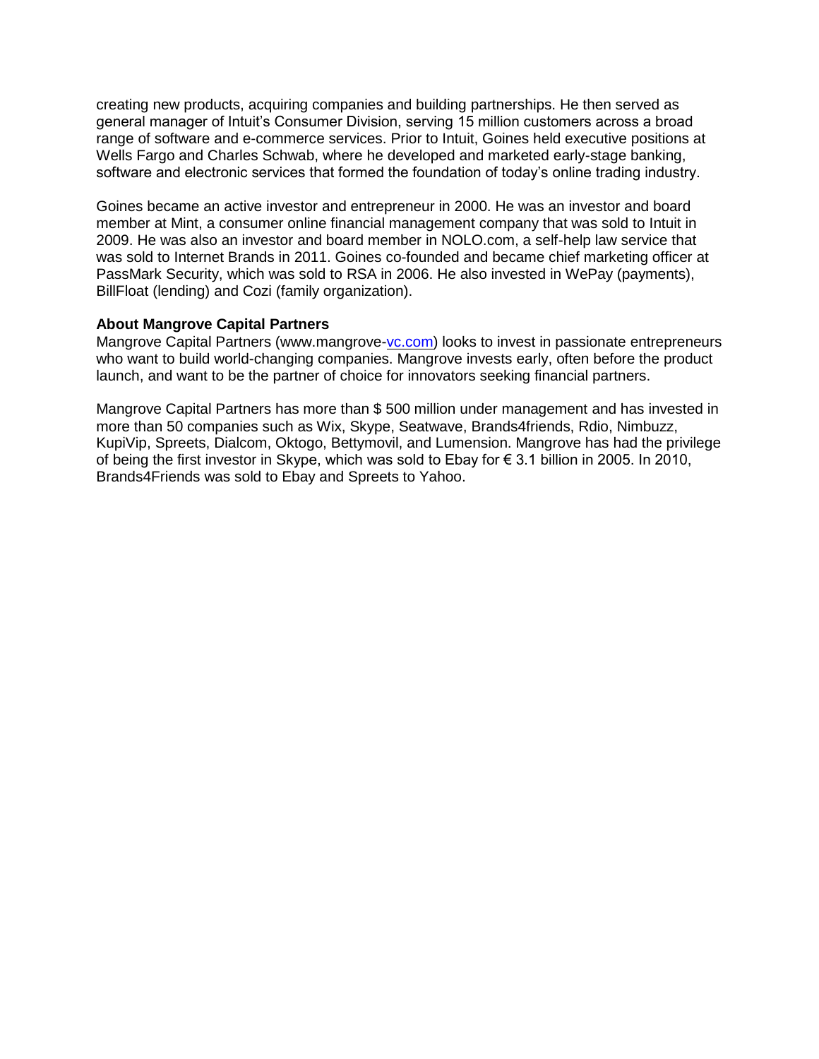creating new products, acquiring companies and building partnerships. He then served as general manager of Intuit's Consumer Division, serving 15 million customers across a broad range of software and e-commerce services. Prior to Intuit, Goines held executive positions at Wells Fargo and Charles Schwab, where he developed and marketed early-stage banking, software and electronic services that formed the foundation of today's online trading industry.

Goines became an active investor and entrepreneur in 2000. He was an investor and board member at Mint, a consumer online financial management company that was sold to Intuit in 2009. He was also an investor and board member in NOLO.com, a self-help law service that was sold to Internet Brands in 2011. Goines co-founded and became chief marketing officer at PassMark Security, which was sold to RSA in 2006. He also invested in WePay (payments), BillFloat (lending) and Cozi (family organization).

**About Mangrove Capital Partners**

Mangrove Capital Partners (www.mangrove-vc.com) looks to invest in passionate entrepreneurs who want to build world-changing companies. Mangrove invests early, often before the product launch, and want to be the partner of choice for innovators seeking financial partners.

Mangrove Capital Partners has more than $ 500 million under management and has invested in more than 50 companies such as Wix, Skype, Seatwave, Brands4friends, Rdio, Nimbuzz, KupiVip, Spreets, Dialcom, Oktogo, Bettymovil, and Lumension. Mangrove has had the privilege of being the first investor in Skype, which was sold to Ebay for € 3.1 billion in 2005. In 2010, Brands4Friends was sold to Ebay and Spreets to Yahoo.